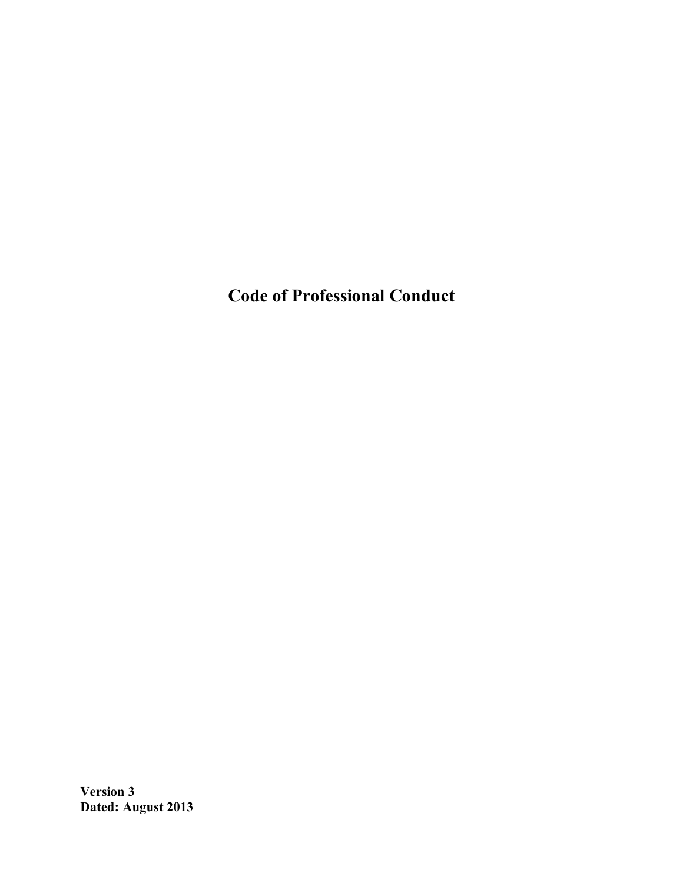# Code of Professional Conduct

**Version 3**
**Dated: August 2013**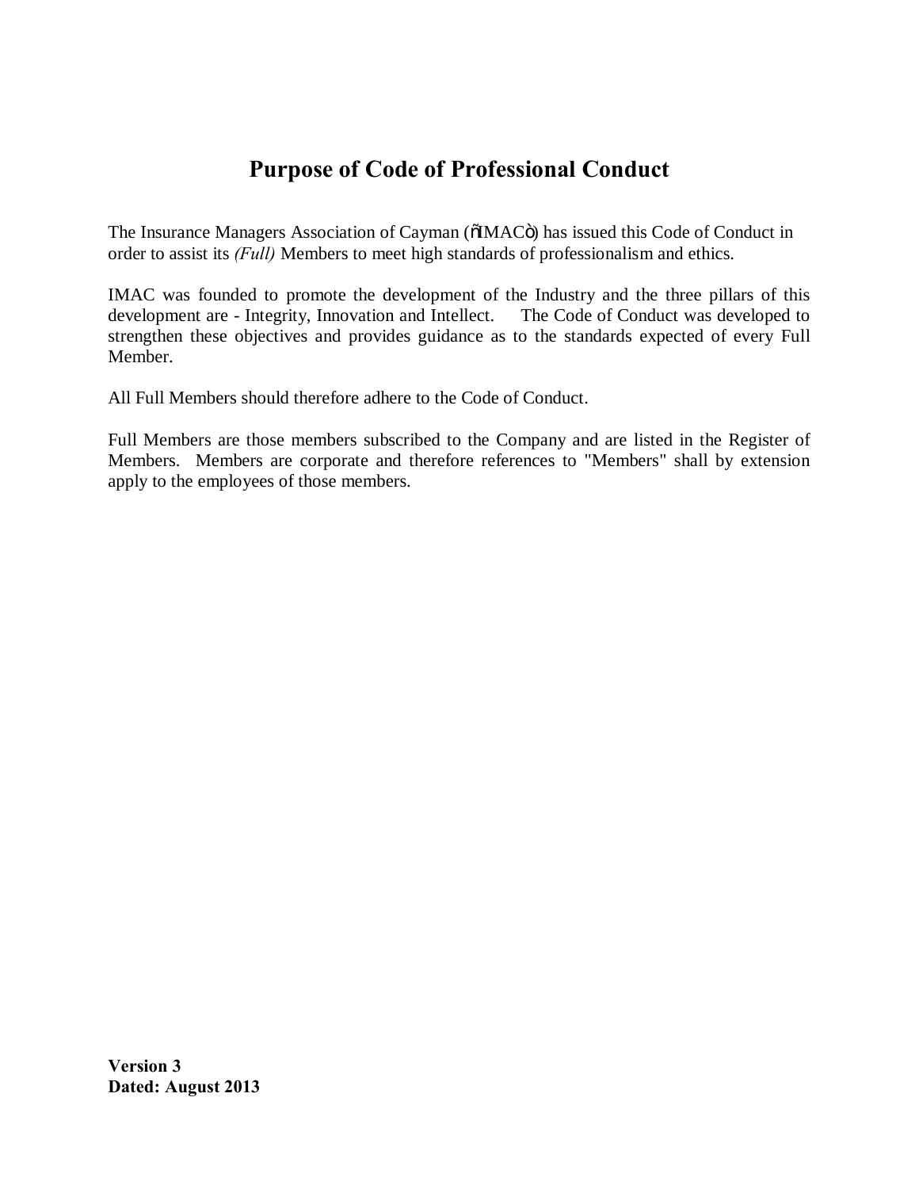# Purpose of Code of Professional Conduct

The Insurance Managers Association of Cayman (õIMACö) has issued this Code of Conduct in order to assist its *(Full)* Members to meet high standards of professionalism and ethics.

IMAC was founded to promote the development of the Industry and the three pillars of this development are - Integrity, Innovation and Intellect. The Code of Conduct was developed to strengthen these objectives and provides guidance as to the standards expected of every Full Member.

All Full Members should therefore adhere to the Code of Conduct.

Full Members are those members subscribed to the Company and are listed in the Register of Members. Members are corporate and therefore references to "Members" shall by extension apply to the employees of those members.

**Version 3**
**Dated: August 2013**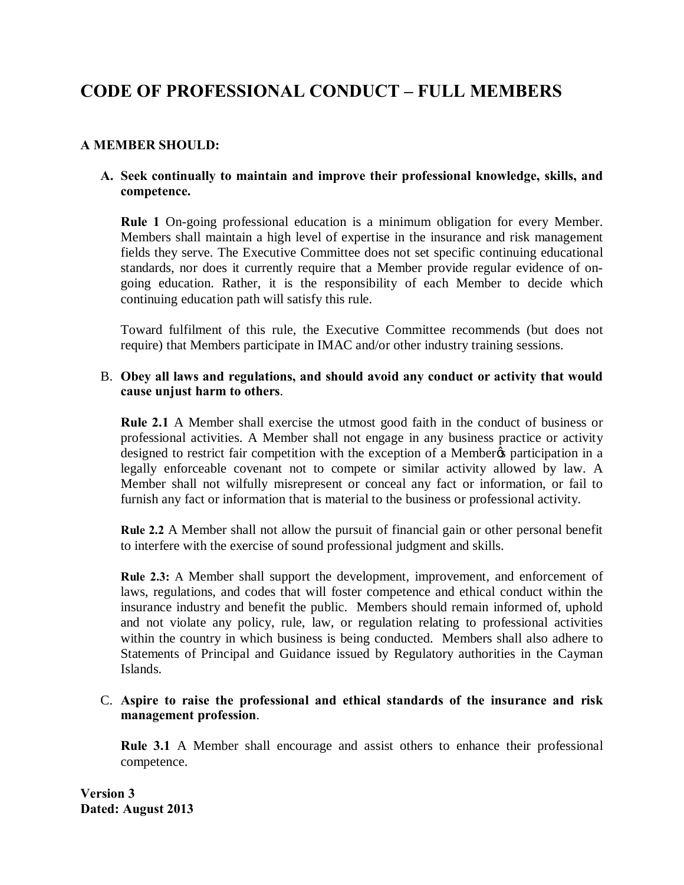# CODE OF PROFESSIONAL CONDUCT – FULL MEMBERS

**A MEMBER SHOULD:**

**A. Seek continually to maintain and improve their professional knowledge, skills, and competence.**

**Rule 1** On-going professional education is a minimum obligation for every Member. Members shall maintain a high level of expertise in the insurance and risk management fields they serve. The Executive Committee does not set specific continuing educational standards, nor does it currently require that a Member provide regular evidence of on-going education. Rather, it is the responsibility of each Member to decide which continuing education path will satisfy this rule.

Toward fulfilment of this rule, the Executive Committee recommends (but does not require) that Members participate in IMAC and/or other industry training sessions.

**B. Obey all laws and regulations, and should avoid any conduct or activity that would cause unjust harm to others**.

**Rule 2.1** A Member shall exercise the utmost good faith in the conduct of business or professional activities. A Member shall not engage in any business practice or activity designed to restrict fair competition with the exception of a Memberö participation in a legally enforceable covenant not to compete or similar activity allowed by law. A Member shall not wilfully misrepresent or conceal any fact or information, or fail to furnish any fact or information that is material to the business or professional activity.

**Rule 2.2** A Member shall not allow the pursuit of financial gain or other personal benefit to interfere with the exercise of sound professional judgment and skills.

**Rule 2.3:** A Member shall support the development, improvement, and enforcement of laws, regulations, and codes that will foster competence and ethical conduct within the insurance industry and benefit the public. Members should remain informed of, uphold and not violate any policy, rule, law, or regulation relating to professional activities within the country in which business is being conducted. Members shall also adhere to Statements of Principal and Guidance issued by Regulatory authorities in the Cayman Islands.

**C. Aspire to raise the professional and ethical standards of the insurance and risk management profession**.

**Rule 3.1** A Member shall encourage and assist others to enhance their professional competence.

**Version 3**
**Dated: August 2013**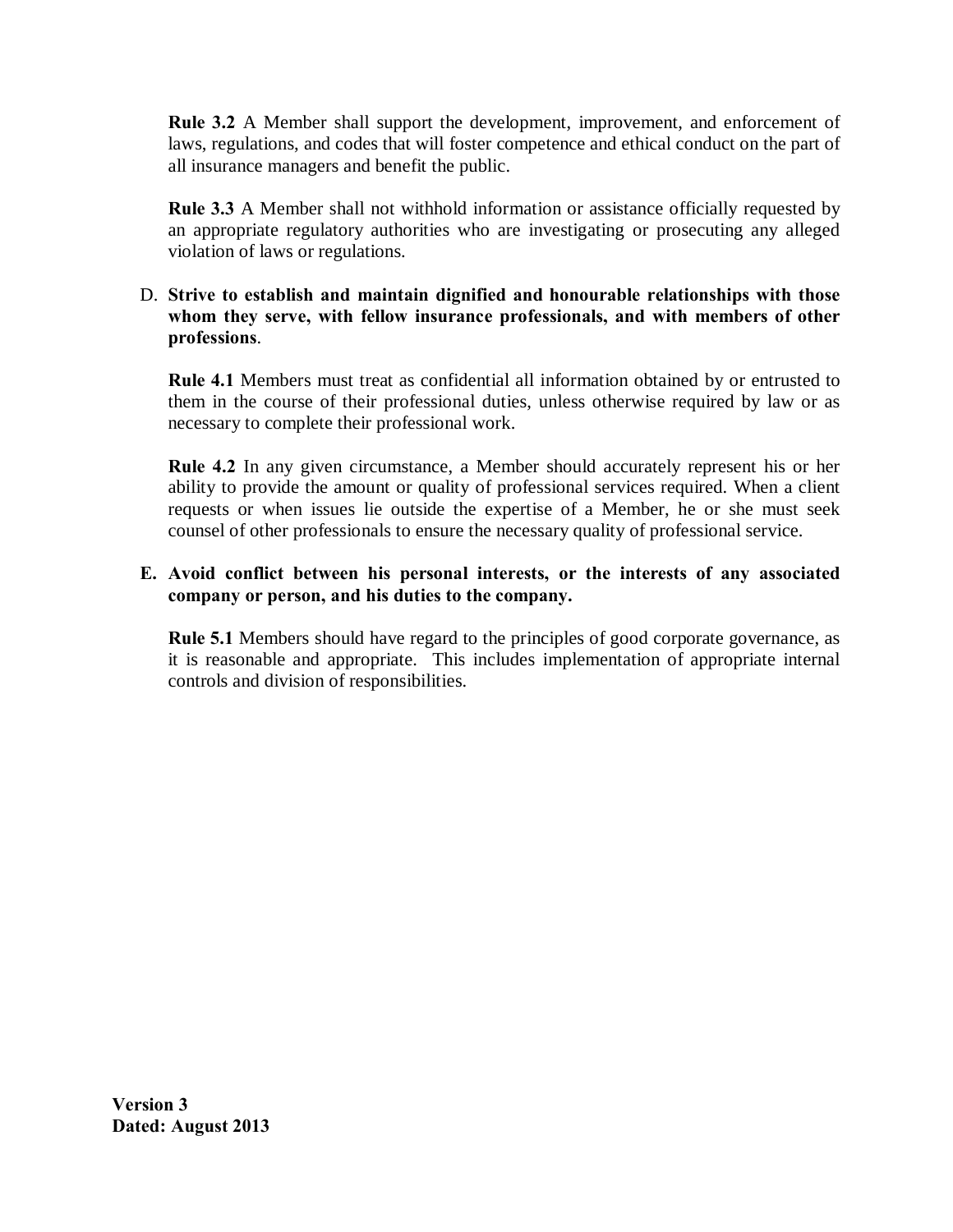**Rule 3.2** A Member shall support the development, improvement, and enforcement of laws, regulations, and codes that will foster competence and ethical conduct on the part of all insurance managers and benefit the public.

**Rule 3.3** A Member shall not withhold information or assistance officially requested by an appropriate regulatory authorities who are investigating or prosecuting any alleged violation of laws or regulations.

D. **Strive to establish and maintain dignified and honourable relationships with those whom they serve, with fellow insurance professionals, and with members of other professions**.

**Rule 4.1** Members must treat as confidential all information obtained by or entrusted to them in the course of their professional duties, unless otherwise required by law or as necessary to complete their professional work.

**Rule 4.2** In any given circumstance, a Member should accurately represent his or her ability to provide the amount or quality of professional services required. When a client requests or when issues lie outside the expertise of a Member, he or she must seek counsel of other professionals to ensure the necessary quality of professional service.

**E. Avoid conflict between his personal interests, or the interests of any associated company or person, and his duties to the company.**

**Rule 5.1** Members should have regard to the principles of good corporate governance, as it is reasonable and appropriate. This includes implementation of appropriate internal controls and division of responsibilities.

**Version 3**
**Dated: August 2013**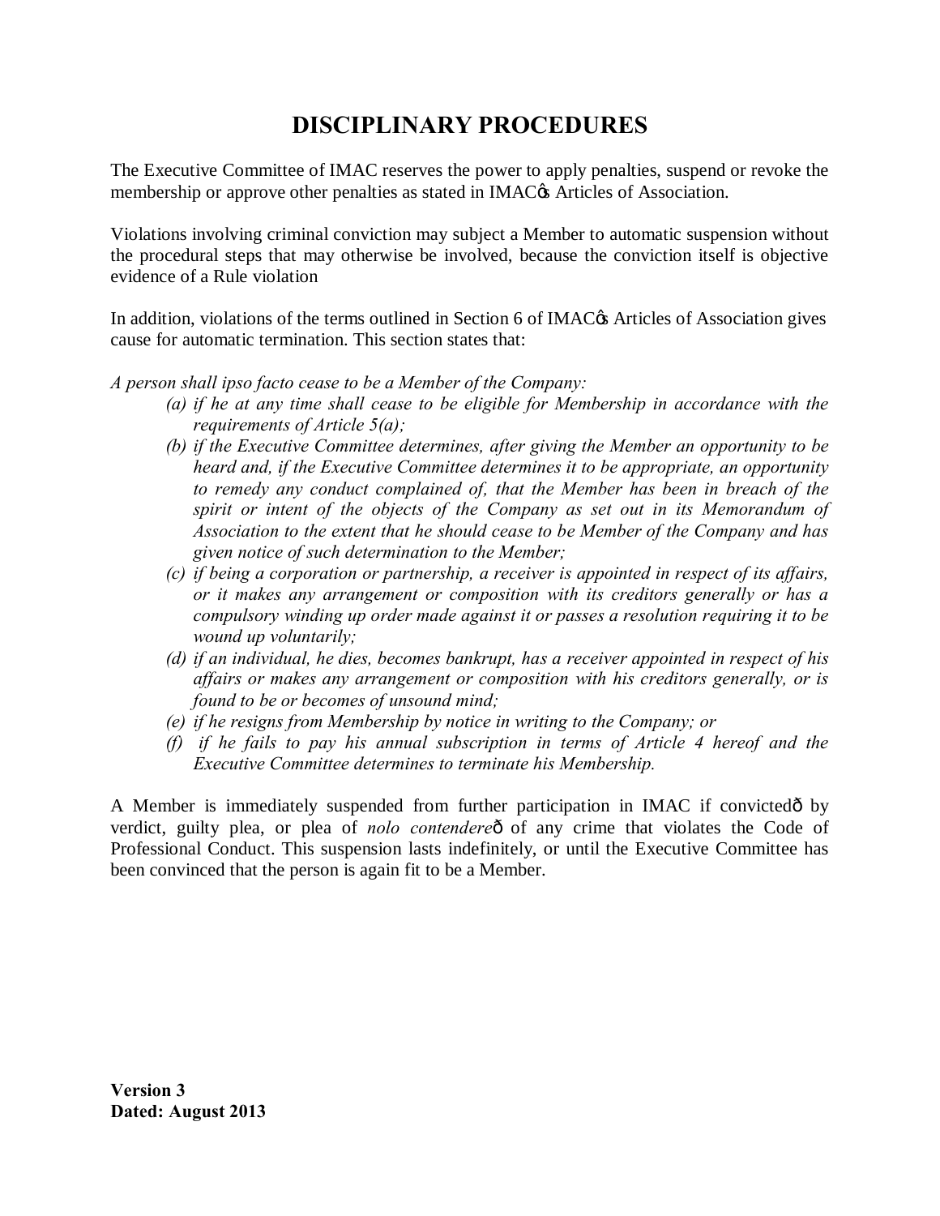# DISCIPLINARY PROCEDURES

The Executive Committee of IMAC reserves the power to apply penalties, suspend or revoke the membership or approve other penalties as stated in IMAC's Articles of Association.

Violations involving criminal conviction may subject a Member to automatic suspension without the procedural steps that may otherwise be involved, because the conviction itself is objective evidence of a Rule violation

In addition, violations of the terms outlined in Section 6 of IMAC's Articles of Association gives cause for automatic termination. This section states that:

*A person shall ipso facto cease to be a Member of the Company:*

*(a) if he at any time shall cease to be eligible for Membership in accordance with the requirements of Article 5(a);*

*(b) if the Executive Committee determines, after giving the Member an opportunity to be heard and, if the Executive Committee determines it to be appropriate, an opportunity to remedy any conduct complained of, that the Member has been in breach of the spirit or intent of the objects of the Company as set out in its Memorandum of Association to the extent that he should cease to be Member of the Company and has given notice of such determination to the Member;*

*(c) if being a corporation or partnership, a receiver is appointed in respect of its affairs, or it makes any arrangement or composition with its creditors generally or has a compulsory winding up order made against it or passes a resolution requiring it to be wound up voluntarily;*

*(d) if an individual, he dies, becomes bankrupt, has a receiver appointed in respect of his affairs or makes any arrangement or composition with his creditors generally, or is found to be or becomes of unsound mind;*

*(e) if he resigns from Membership by notice in writing to the Company; or*

*(f) if he fails to pay his annual subscription in terms of Article 4 hereof and the Executive Committee determines to terminate his Membership.*

A Member is immediately suspended from further participation in IMAC if convicted— by verdict, guilty plea, or plea of *nolo contendere*— of any crime that violates the Code of Professional Conduct. This suspension lasts indefinitely, or until the Executive Committee has been convinced that the person is again fit to be a Member.

**Version 3**
**Dated: August 2013**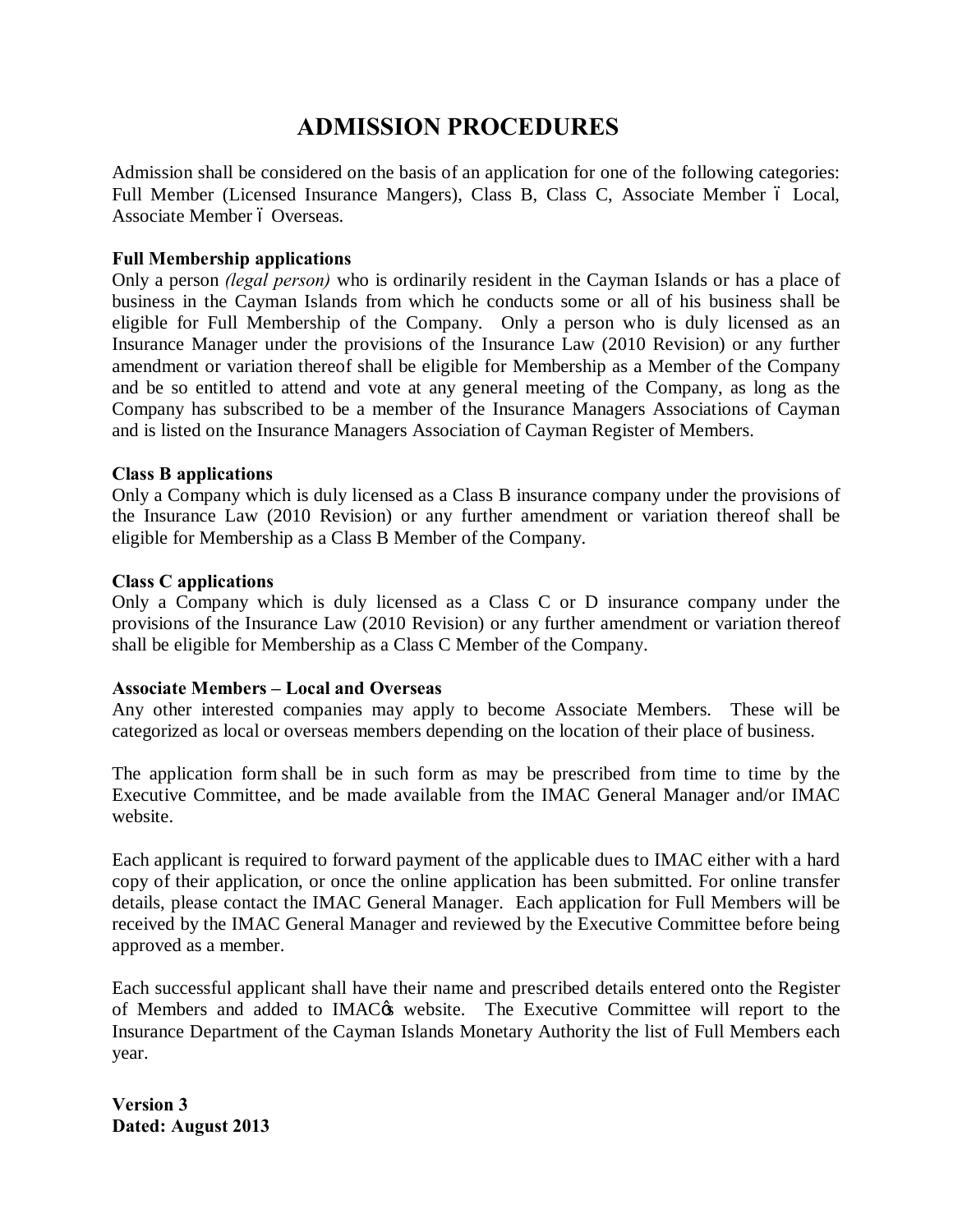# ADMISSION PROCEDURES

Admission shall be considered on the basis of an application for one of the following categories: Full Member (Licensed Insurance Mangers), Class B, Class C, Associate Member – Local, Associate Member – Overseas.

**Full Membership applications**
Only a person *(legal person)* who is ordinarily resident in the Cayman Islands or has a place of business in the Cayman Islands from which he conducts some or all of his business shall be eligible for Full Membership of the Company. Only a person who is duly licensed as an Insurance Manager under the provisions of the Insurance Law (2010 Revision) or any further amendment or variation thereof shall be eligible for Membership as a Member of the Company and be so entitled to attend and vote at any general meeting of the Company, as long as the Company has subscribed to be a member of the Insurance Managers Associations of Cayman and is listed on the Insurance Managers Association of Cayman Register of Members.

**Class B applications**
Only a Company which is duly licensed as a Class B insurance company under the provisions of the Insurance Law (2010 Revision) or any further amendment or variation thereof shall be eligible for Membership as a Class B Member of the Company.

**Class C applications**
Only a Company which is duly licensed as a Class C or D insurance company under the provisions of the Insurance Law (2010 Revision) or any further amendment or variation thereof shall be eligible for Membership as a Class C Member of the Company.

**Associate Members – Local and Overseas**
Any other interested companies may apply to become Associate Members. These will be categorized as local or overseas members depending on the location of their place of business.

The application form shall be in such form as may be prescribed from time to time by the Executive Committee, and be made available from the IMAC General Manager and/or IMAC website.

Each applicant is required to forward payment of the applicable dues to IMAC either with a hard copy of their application, or once the online application has been submitted. For online transfer details, please contact the IMAC General Manager. Each application for Full Members will be received by the IMAC General Manager and reviewed by the Executive Committee before being approved as a member.

Each successful applicant shall have their name and prescribed details entered onto the Register of Members and added to IMAC's website. The Executive Committee will report to the Insurance Department of the Cayman Islands Monetary Authority the list of Full Members each year.

**Version 3**
**Dated: August 2013**